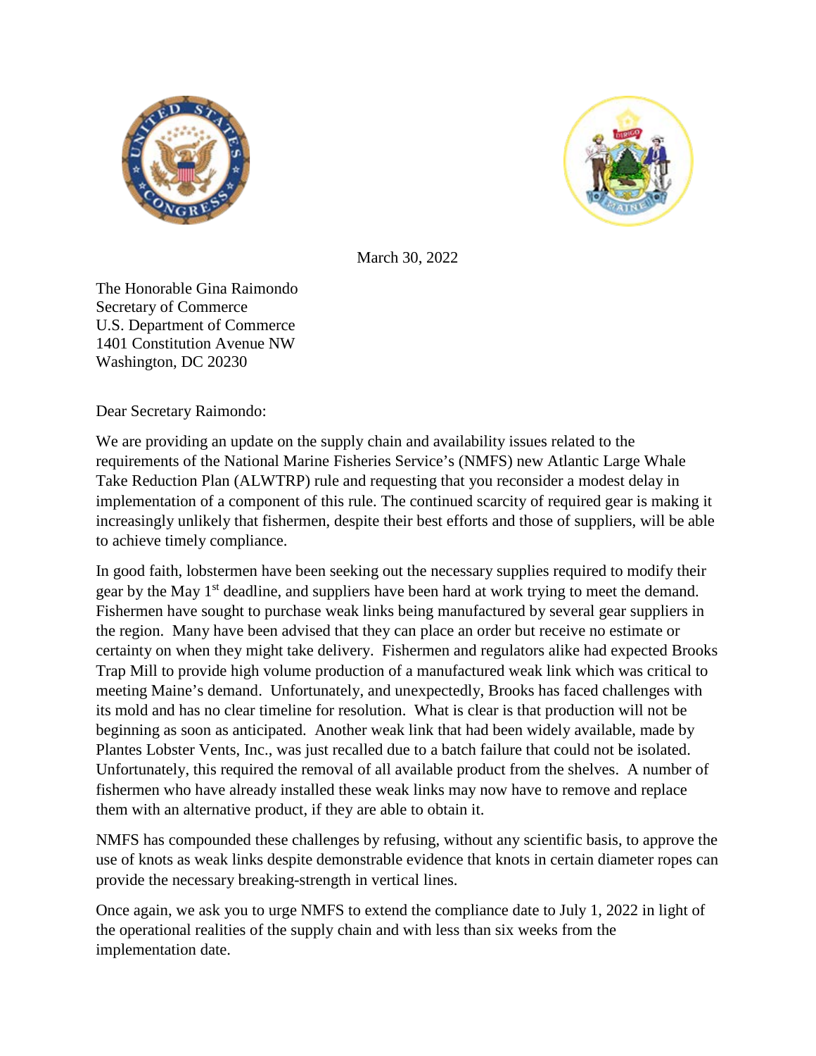March 30, 2022

The Honorable Gina Raimondo
Secretary of Commerce
U.S. Department of Commerce
1401 Constitution Avenue NW
Washington, DC 20230

Dear Secretary Raimondo:

We are providing an update on the supply chain and availability issues related to the requirements of the National Marine Fisheries Service's (NMFS) new Atlantic Large Whale Take Reduction Plan (ALWTRP) rule and requesting that you reconsider a modest delay in implementation of a component of this rule. The continued scarcity of required gear is making it increasingly unlikely that fishermen, despite their best efforts and those of suppliers, will be able to achieve timely compliance.

In good faith, lobstermen have been seeking out the necessary supplies required to modify their gear by the May 1st deadline, and suppliers have been hard at work trying to meet the demand. Fishermen have sought to purchase weak links being manufactured by several gear suppliers in the region. Many have been advised that they can place an order but receive no estimate or certainty on when they might take delivery. Fishermen and regulators alike had expected Brooks Trap Mill to provide high volume production of a manufactured weak link which was critical to meeting Maine's demand. Unfortunately, and unexpectedly, Brooks has faced challenges with its mold and has no clear timeline for resolution. What is clear is that production will not be beginning as soon as anticipated. Another weak link that had been widely available, made by Plantes Lobster Vents, Inc., was just recalled due to a batch failure that could not be isolated. Unfortunately, this required the removal of all available product from the shelves. A number of fishermen who have already installed these weak links may now have to remove and replace them with an alternative product, if they are able to obtain it.

NMFS has compounded these challenges by refusing, without any scientific basis, to approve the use of knots as weak links despite demonstrable evidence that knots in certain diameter ropes can provide the necessary breaking-strength in vertical lines.

Once again, we ask you to urge NMFS to extend the compliance date to July 1, 2022 in light of the operational realities of the supply chain and with less than six weeks from the implementation date.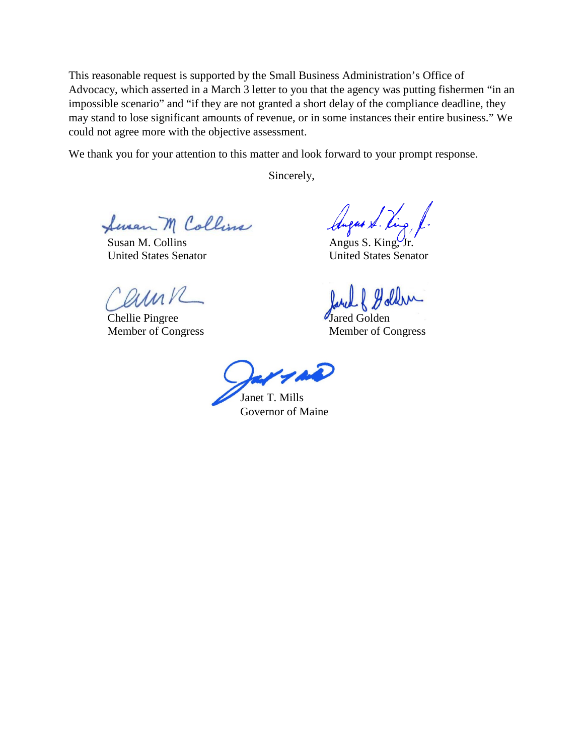This reasonable request is supported by the Small Business Administration's Office of Advocacy, which asserted in a March 3 letter to you that the agency was putting fishermen "in an impossible scenario" and "if they are not granted a short delay of the compliance deadline, they may stand to lose significant amounts of revenue, or in some instances their entire business." We could not agree more with the objective assessment.

We thank you for your attention to this matter and look forward to your prompt response.

Sincerely,

Susan M. Collins
United States Senator

Angus S. King, Jr.
United States Senator

Chellie Pingree
Member of Congress

Jared Golden
Member of Congress

Janet T. Mills
Governor of Maine